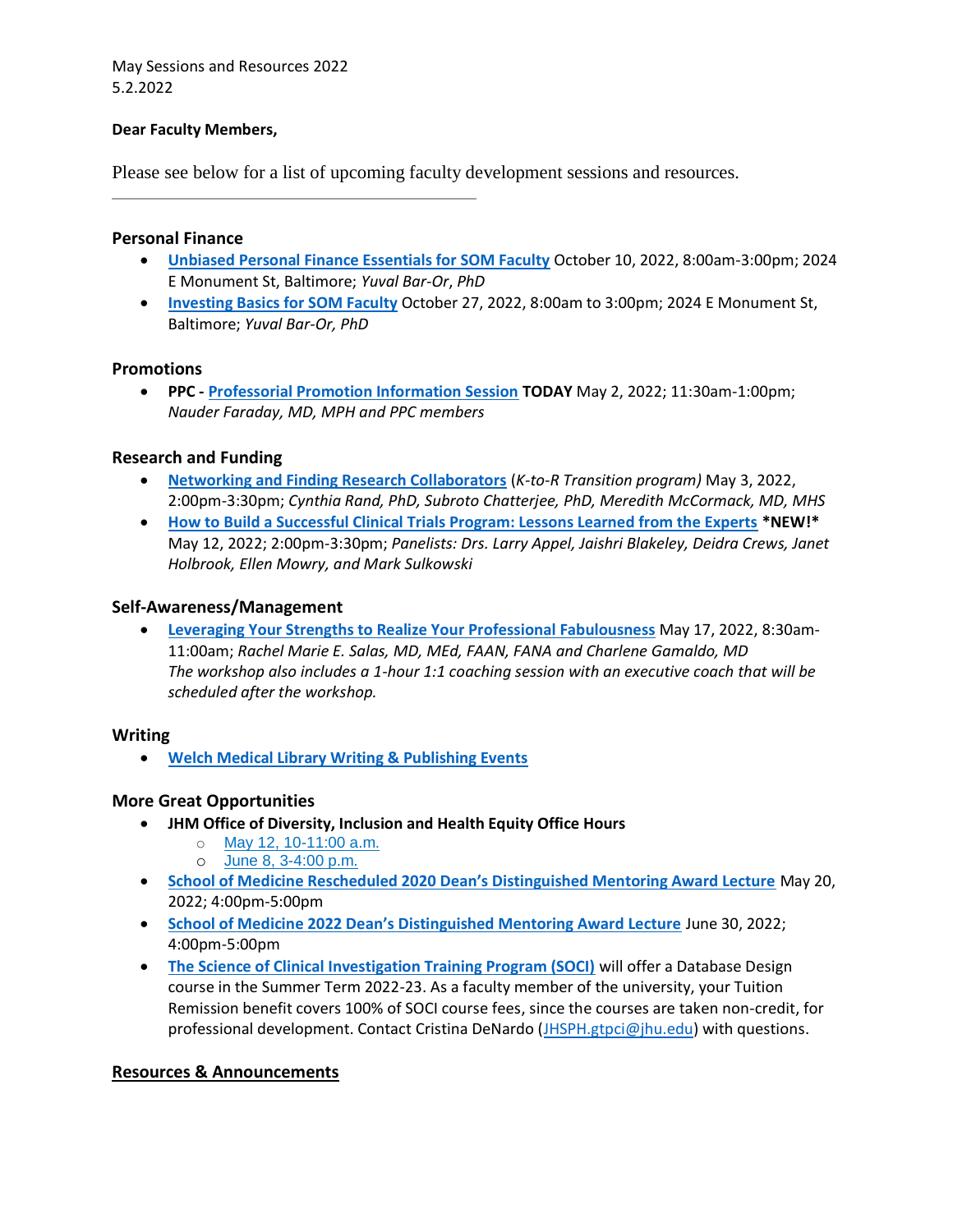May Sessions and Resources 2022
5.2.2022

**Dear Faculty Members,**

Please see below for a list of upcoming faculty development sessions and resources.

---

### Personal Finance

- **Unbiased Personal Finance Essentials for SOM Faculty** October 10, 2022, 8:00am-3:00pm; 2024 E Monument St, Baltimore; *Yuval Bar-Or, PhD*
- **Investing Basics for SOM Faculty** October 27, 2022, 8:00am to 3:00pm; 2024 E Monument St, Baltimore; *Yuval Bar-Or, PhD*

### Promotions

- **PPC - Professorial Promotion Information Session TODAY** May 2, 2022; 11:30am-1:00pm; *Nauder Faraday, MD, MPH and PPC members*

### Research and Funding

- **Networking and Finding Research Collaborators** (*K-to-R Transition program)* May 3, 2022, 2:00pm-3:30pm; *Cynthia Rand, PhD, Subroto Chatterjee, PhD, Meredith McCormack, MD, MHS*
- **How to Build a Successful Clinical Trials Program: Lessons Learned from the Experts** **\*NEW!\*** May 12, 2022; 2:00pm-3:30pm; *Panelists: Drs. Larry Appel, Jaishri Blakeley, Deidra Crews, Janet Holbrook, Ellen Mowry, and Mark Sulkowski*

### Self-Awareness/Management

- **Leveraging Your Strengths to Realize Your Professional Fabulousness** May 17, 2022, 8:30am-11:00am; *Rachel Marie E. Salas, MD, MEd, FAAN, FANA and Charlene Gamaldo, MD*
  *The workshop also includes a 1-hour 1:1 coaching session with an executive coach that will be scheduled after the workshop.*

### Writing

- **Welch Medical Library Writing & Publishing Events**

### More Great Opportunities

- **JHM Office of Diversity, Inclusion and Health Equity Office Hours**
  - May 12, 10-11:00 a.m.
  - June 8, 3-4:00 p.m.
- **School of Medicine Rescheduled 2020 Dean's Distinguished Mentoring Award Lecture** May 20, 2022; 4:00pm-5:00pm
- **School of Medicine 2022 Dean's Distinguished Mentoring Award Lecture** June 30, 2022; 4:00pm-5:00pm
- **The Science of Clinical Investigation Training Program (SOCI)** will offer a Database Design course in the Summer Term 2022-23. As a faculty member of the university, your Tuition Remission benefit covers 100% of SOCI course fees, since the courses are taken non-credit, for professional development. Contact Cristina DeNardo (JHSPH.gtpci@jhu.edu) with questions.

### Resources & Announcements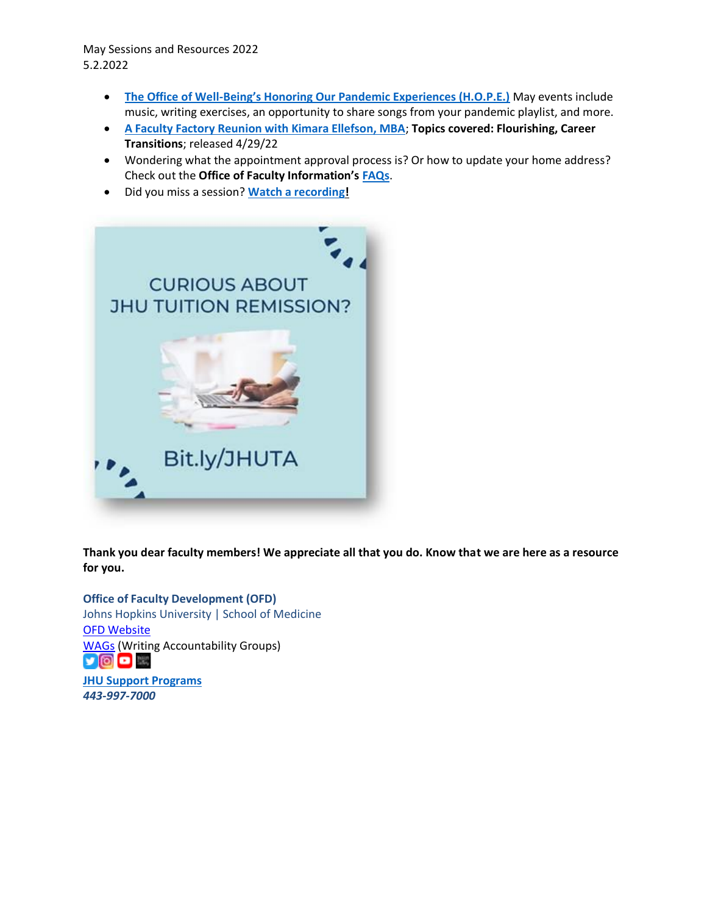May Sessions and Resources 2022
5.2.2022

- **The Office of Well-Being's Honoring Our Pandemic Experiences (H.O.P.E.)** May events include music, writing exercises, an opportunity to share songs from your pandemic playlist, and more.
- **A Faculty Factory Reunion with Kimara Ellefson, MBA**; **Topics covered: Flourishing, Career Transitions**; released 4/29/22
- Wondering what the appointment approval process is? Or how to update your home address? Check out the **Office of Faculty Information's** FAQs.
- Did you miss a session? **Watch a recording!**

CURIOUS ABOUT
JHU TUITION REMISSION?

Bit.ly/JHUTA

**Thank you dear faculty members! We appreciate all that you do. Know that we are here as a resource for you.**

**Office of Faculty Development (OFD)**
Johns Hopkins University | School of Medicine
OFD Website
WAGs (Writing Accountability Groups)

**JHU Support Programs**
***443-997-7000***